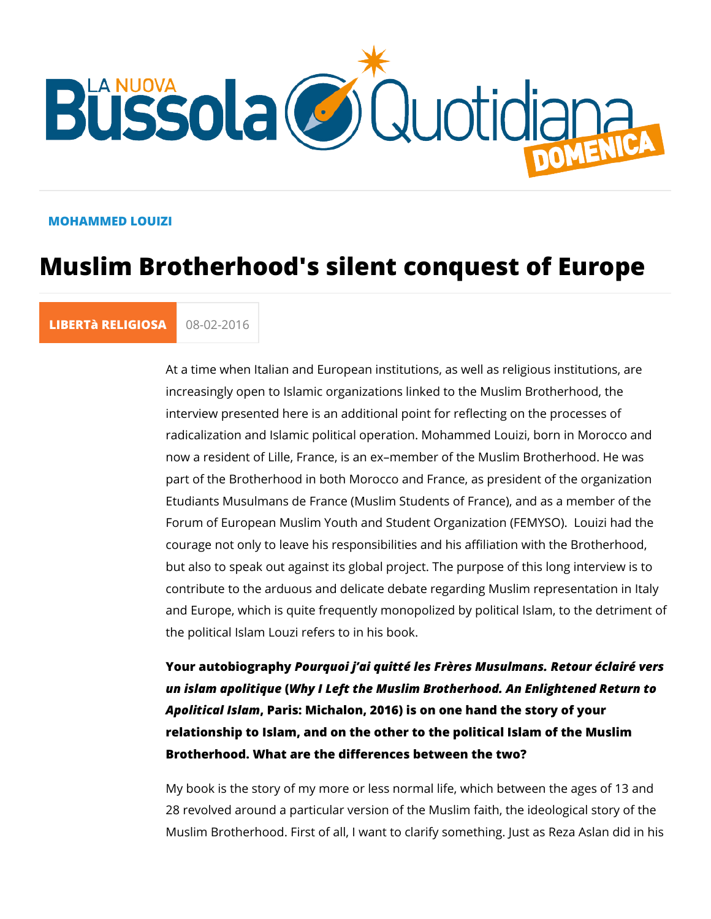MOHAMMED LOUIZI

# Muslim Brotherhood's silent conquest of Europe

LIBERTà RELIGIOSA 08-02-2016

At a time when Italian and European institutions, as well as religious institutions, are increasingly open to Islamic organizations linked to the Muslim Brotherhood, the interview presented here is an additional point for reflecting on the processes of radicalization and Islamic political operation. Mohammed Louizi, born in Morocco and now a resident of Lille, France, is an ex–member of the Muslim Brotherhood. He was part of the Brotherhood in both Morocco and France, as president of the organization Etudiants Musulmans de France (Muslim Students of France), and as a member of the Forum of European Muslim Youth and Student Organization (FEMYSO). Louizi had the courage not only to leave his responsibilities and his affiliation with the Brotherhood, but also to speak out against its global project. The purpose of this long interview is to contribute to the arduous and delicate debate regarding Muslim representation in Italy and Europe, which is quite frequently monopolized by political Islam, to the detriment of the political Islam Louzi refers to in his book.

**Your autobiography *Pourquoi j'ai quitté les Frères Musulmans. Retour éclairé vers un islam apolitique* (*Why I Left the Muslim Brotherhood. An Enlightened Return to Apolitical Islam*, Paris: Michalon, 2016) is on one hand the story of your relationship to Islam, and on the other to the political Islam of the Muslim Brotherhood. What are the differences between the two?**

My book is the story of my more or less normal life, which between the ages of 13 and 28 revolved around a particular version of the Muslim faith, the ideological story of the Muslim Brotherhood. First of all, I want to clarify something. Just as Reza Aslan did in his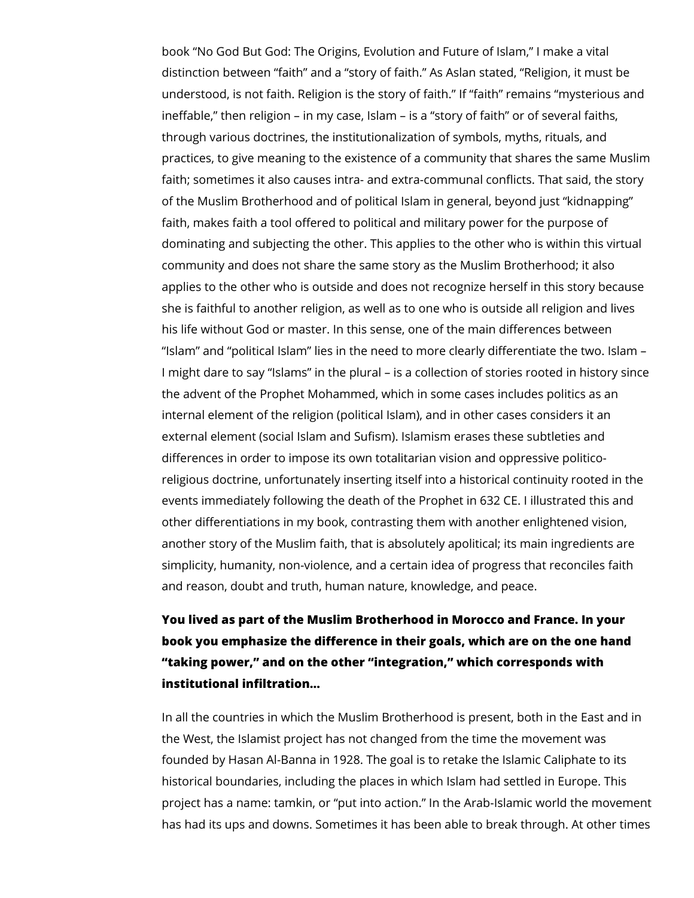book "No God But God: The Origins, Evolution and Future of Islam," I make a vital distinction between "faith" and a "story of faith." As Aslan stated, "Religion, it must be understood, is not faith. Religion is the story of faith." If "faith" remains "mysterious and ineffable," then religion – in my case, Islam – is a "story of faith" or of several faiths, through various doctrines, the institutionalization of symbols, myths, rituals, and practices, to give meaning to the existence of a community that shares the same Muslim faith; sometimes it also causes intra- and extra-communal conflicts. That said, the story of the Muslim Brotherhood and of political Islam in general, beyond just "kidnapping" faith, makes faith a tool offered to political and military power for the purpose of dominating and subjecting the other. This applies to the other who is within this virtual community and does not share the same story as the Muslim Brotherhood; it also applies to the other who is outside and does not recognize herself in this story because she is faithful to another religion, as well as to one who is outside all religion and lives his life without God or master. In this sense, one of the main differences between "Islam" and "political Islam" lies in the need to more clearly differentiate the two. Islam – I might dare to say "Islams" in the plural – is a collection of stories rooted in history since the advent of the Prophet Mohammed, which in some cases includes politics as an internal element of the religion (political Islam), and in other cases considers it an external element (social Islam and Sufism). Islamism erases these subtleties and differences in order to impose its own totalitarian vision and oppressive politico-religious doctrine, unfortunately inserting itself into a historical continuity rooted in the events immediately following the death of the Prophet in 632 CE. I illustrated this and other differentiations in my book, contrasting them with another enlightened vision, another story of the Muslim faith, that is absolutely apolitical; its main ingredients are simplicity, humanity, non-violence, and a certain idea of progress that reconciles faith and reason, doubt and truth, human nature, knowledge, and peace.

**You lived as part of the Muslim Brotherhood in Morocco and France. In your book you emphasize the difference in their goals, which are on the one hand "taking power," and on the other "integration," which corresponds with institutional infiltration…**

In all the countries in which the Muslim Brotherhood is present, both in the East and in the West, the Islamist project has not changed from the time the movement was founded by Hasan Al-Banna in 1928. The goal is to retake the Islamic Caliphate to its historical boundaries, including the places in which Islam had settled in Europe. This project has a name: tamkin, or "put into action." In the Arab-Islamic world the movement has had its ups and downs. Sometimes it has been able to break through. At other times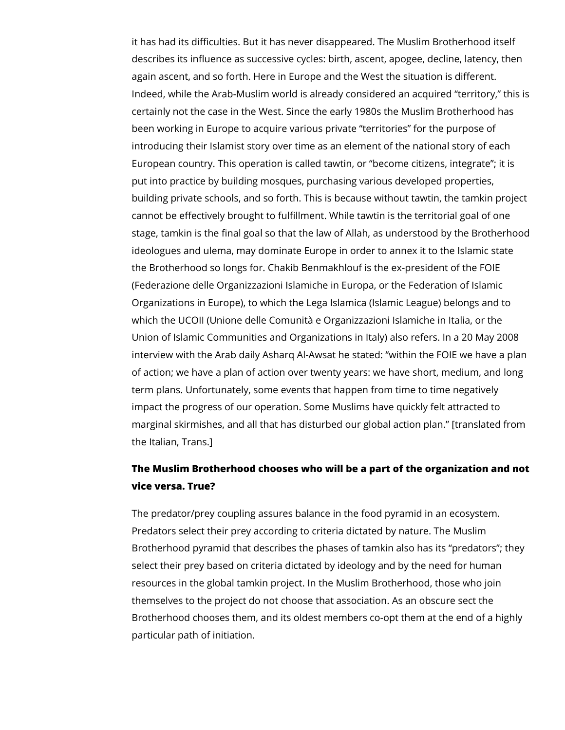it has had its difficulties. But it has never disappeared. The Muslim Brotherhood itself describes its influence as successive cycles: birth, ascent, apogee, decline, latency, then again ascent, and so forth. Here in Europe and the West the situation is different. Indeed, while the Arab-Muslim world is already considered an acquired "territory," this is certainly not the case in the West. Since the early 1980s the Muslim Brotherhood has been working in Europe to acquire various private "territories" for the purpose of introducing their Islamist story over time as an element of the national story of each European country. This operation is called tawtin, or "become citizens, integrate"; it is put into practice by building mosques, purchasing various developed properties, building private schools, and so forth. This is because without tawtin, the tamkin project cannot be effectively brought to fulfillment. While tawtin is the territorial goal of one stage, tamkin is the final goal so that the law of Allah, as understood by the Brotherhood ideologues and ulema, may dominate Europe in order to annex it to the Islamic state the Brotherhood so longs for. Chakib Benmakhlouf is the ex-president of the FOIE (Federazione delle Organizzazioni Islamiche in Europa, or the Federation of Islamic Organizations in Europe), to which the Lega Islamica (Islamic League) belongs and to which the UCOII (Unione delle Comunità e Organizzazioni Islamiche in Italia, or the Union of Islamic Communities and Organizations in Italy) also refers. In a 20 May 2008 interview with the Arab daily Asharq Al-Awsat he stated: "within the FOIE we have a plan of action; we have a plan of action over twenty years: we have short, medium, and long term plans. Unfortunately, some events that happen from time to time negatively impact the progress of our operation. Some Muslims have quickly felt attracted to marginal skirmishes, and all that has disturbed our global action plan." [translated from the Italian, Trans.]

**The Muslim Brotherhood chooses who will be a part of the organization and not vice versa. True?**

The predator/prey coupling assures balance in the food pyramid in an ecosystem. Predators select their prey according to criteria dictated by nature. The Muslim Brotherhood pyramid that describes the phases of tamkin also has its "predators"; they select their prey based on criteria dictated by ideology and by the need for human resources in the global tamkin project. In the Muslim Brotherhood, those who join themselves to the project do not choose that association. As an obscure sect the Brotherhood chooses them, and its oldest members co-opt them at the end of a highly particular path of initiation.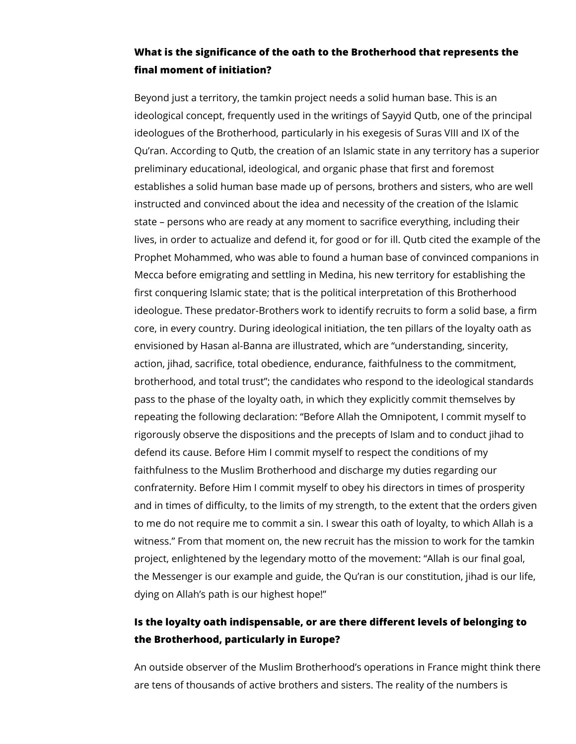**What is the significance of the oath to the Brotherhood that represents the final moment of initiation?**

Beyond just a territory, the tamkin project needs a solid human base. This is an ideological concept, frequently used in the writings of Sayyid Qutb, one of the principal ideologues of the Brotherhood, particularly in his exegesis of Suras VIII and IX of the Qu'ran. According to Qutb, the creation of an Islamic state in any territory has a superior preliminary educational, ideological, and organic phase that first and foremost establishes a solid human base made up of persons, brothers and sisters, who are well instructed and convinced about the idea and necessity of the creation of the Islamic state – persons who are ready at any moment to sacrifice everything, including their lives, in order to actualize and defend it, for good or for ill. Qutb cited the example of the Prophet Mohammed, who was able to found a human base of convinced companions in Mecca before emigrating and settling in Medina, his new territory for establishing the first conquering Islamic state; that is the political interpretation of this Brotherhood ideologue. These predator-Brothers work to identify recruits to form a solid base, a firm core, in every country. During ideological initiation, the ten pillars of the loyalty oath as envisioned by Hasan al-Banna are illustrated, which are "understanding, sincerity, action, jihad, sacrifice, total obedience, endurance, faithfulness to the commitment, brotherhood, and total trust"; the candidates who respond to the ideological standards pass to the phase of the loyalty oath, in which they explicitly commit themselves by repeating the following declaration: "Before Allah the Omnipotent, I commit myself to rigorously observe the dispositions and the precepts of Islam and to conduct jihad to defend its cause. Before Him I commit myself to respect the conditions of my faithfulness to the Muslim Brotherhood and discharge my duties regarding our confraternity. Before Him I commit myself to obey his directors in times of prosperity and in times of difficulty, to the limits of my strength, to the extent that the orders given to me do not require me to commit a sin. I swear this oath of loyalty, to which Allah is a witness." From that moment on, the new recruit has the mission to work for the tamkin project, enlightened by the legendary motto of the movement: "Allah is our final goal, the Messenger is our example and guide, the Qu'ran is our constitution, jihad is our life, dying on Allah's path is our highest hope!"

**Is the loyalty oath indispensable, or are there different levels of belonging to the Brotherhood, particularly in Europe?**

An outside observer of the Muslim Brotherhood's operations in France might think there are tens of thousands of active brothers and sisters. The reality of the numbers is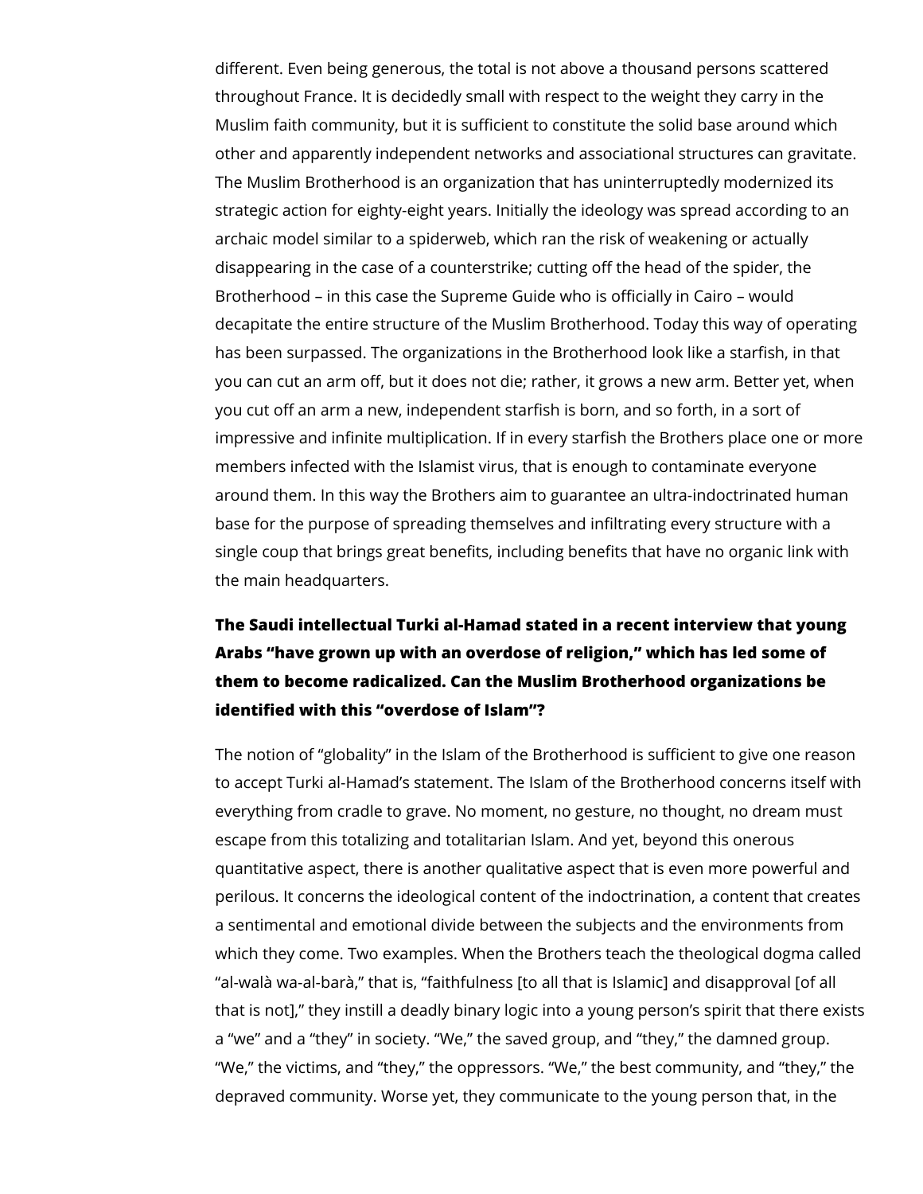different. Even being generous, the total is not above a thousand persons scattered throughout France. It is decidedly small with respect to the weight they carry in the Muslim faith community, but it is sufficient to constitute the solid base around which other and apparently independent networks and associational structures can gravitate. The Muslim Brotherhood is an organization that has uninterruptedly modernized its strategic action for eighty-eight years. Initially the ideology was spread according to an archaic model similar to a spiderweb, which ran the risk of weakening or actually disappearing in the case of a counterstrike; cutting off the head of the spider, the Brotherhood – in this case the Supreme Guide who is officially in Cairo – would decapitate the entire structure of the Muslim Brotherhood. Today this way of operating has been surpassed. The organizations in the Brotherhood look like a starfish, in that you can cut an arm off, but it does not die; rather, it grows a new arm. Better yet, when you cut off an arm a new, independent starfish is born, and so forth, in a sort of impressive and infinite multiplication. If in every starfish the Brothers place one or more members infected with the Islamist virus, that is enough to contaminate everyone around them. In this way the Brothers aim to guarantee an ultra-indoctrinated human base for the purpose of spreading themselves and infiltrating every structure with a single coup that brings great benefits, including benefits that have no organic link with the main headquarters.

**The Saudi intellectual Turki al-Hamad stated in a recent interview that young Arabs "have grown up with an overdose of religion," which has led some of them to become radicalized. Can the Muslim Brotherhood organizations be identified with this "overdose of Islam"?**

The notion of "globality" in the Islam of the Brotherhood is sufficient to give one reason to accept Turki al-Hamad's statement. The Islam of the Brotherhood concerns itself with everything from cradle to grave. No moment, no gesture, no thought, no dream must escape from this totalizing and totalitarian Islam. And yet, beyond this onerous quantitative aspect, there is another qualitative aspect that is even more powerful and perilous. It concerns the ideological content of the indoctrination, a content that creates a sentimental and emotional divide between the subjects and the environments from which they come. Two examples. When the Brothers teach the theological dogma called "al-walà wa-al-barà," that is, "faithfulness [to all that is Islamic] and disapproval [of all that is not]," they instill a deadly binary logic into a young person's spirit that there exists a "we" and a "they" in society. "We," the saved group, and "they," the damned group. "We," the victims, and "they," the oppressors. "We," the best community, and "they," the depraved community. Worse yet, they communicate to the young person that, in the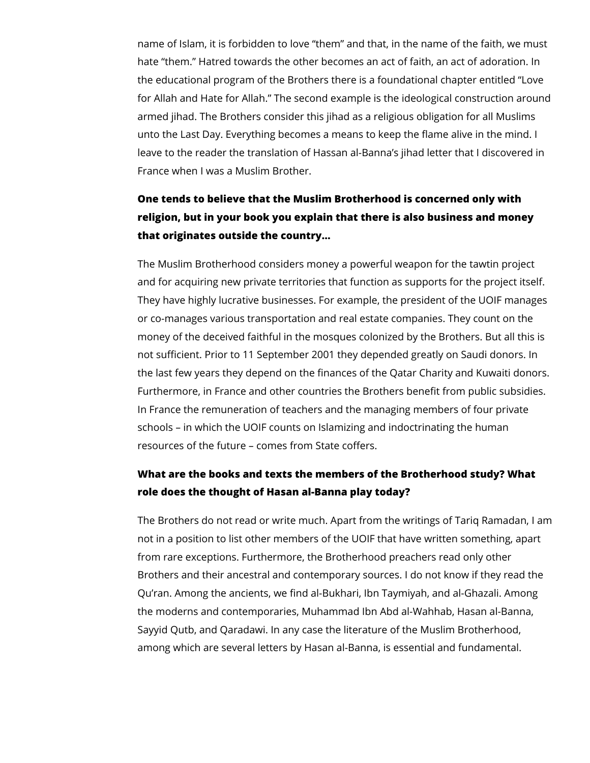name of Islam, it is forbidden to love "them" and that, in the name of the faith, we must hate "them." Hatred towards the other becomes an act of faith, an act of adoration. In the educational program of the Brothers there is a foundational chapter entitled "Love for Allah and Hate for Allah." The second example is the ideological construction around armed jihad. The Brothers consider this jihad as a religious obligation for all Muslims unto the Last Day. Everything becomes a means to keep the flame alive in the mind. I leave to the reader the translation of Hassan al-Banna's jihad letter that I discovered in France when I was a Muslim Brother.

**One tends to believe that the Muslim Brotherhood is concerned only with religion, but in your book you explain that there is also business and money that originates outside the country…**

The Muslim Brotherhood considers money a powerful weapon for the tawtin project and for acquiring new private territories that function as supports for the project itself. They have highly lucrative businesses. For example, the president of the UOIF manages or co-manages various transportation and real estate companies. They count on the money of the deceived faithful in the mosques colonized by the Brothers. But all this is not sufficient. Prior to 11 September 2001 they depended greatly on Saudi donors. In the last few years they depend on the finances of the Qatar Charity and Kuwaiti donors. Furthermore, in France and other countries the Brothers benefit from public subsidies. In France the remuneration of teachers and the managing members of four private schools – in which the UOIF counts on Islamizing and indoctrinating the human resources of the future – comes from State coffers.

**What are the books and texts the members of the Brotherhood study? What role does the thought of Hasan al-Banna play today?**

The Brothers do not read or write much. Apart from the writings of Tariq Ramadan, I am not in a position to list other members of the UOIF that have written something, apart from rare exceptions. Furthermore, the Brotherhood preachers read only other Brothers and their ancestral and contemporary sources. I do not know if they read the Qu'ran. Among the ancients, we find al-Bukhari, Ibn Taymiyah, and al-Ghazali. Among the moderns and contemporaries, Muhammad Ibn Abd al-Wahhab, Hasan al-Banna, Sayyid Qutb, and Qaradawi. In any case the literature of the Muslim Brotherhood, among which are several letters by Hasan al-Banna, is essential and fundamental.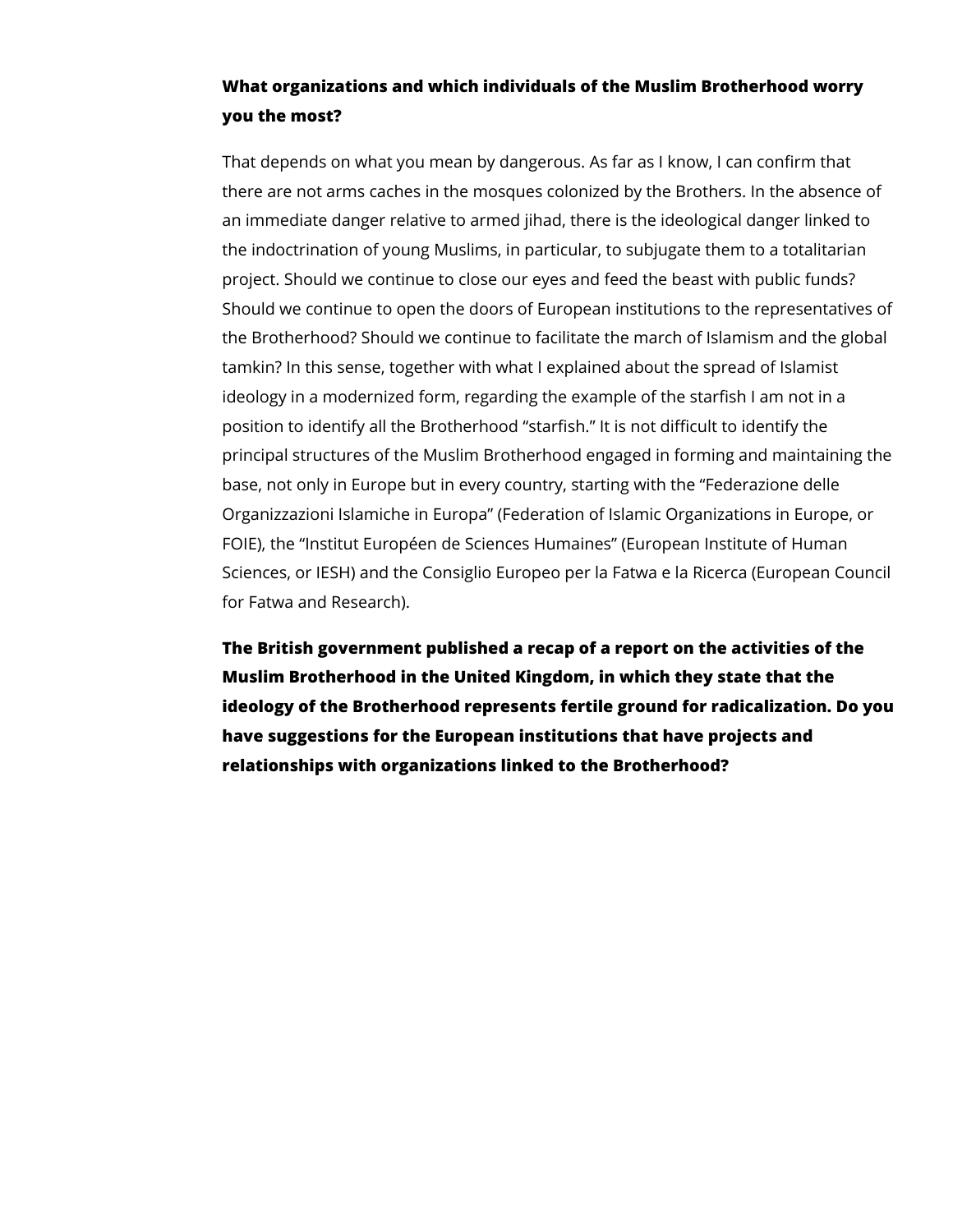**What organizations and which individuals of the Muslim Brotherhood worry you the most?**

That depends on what you mean by dangerous. As far as I know, I can confirm that there are not arms caches in the mosques colonized by the Brothers. In the absence of an immediate danger relative to armed jihad, there is the ideological danger linked to the indoctrination of young Muslims, in particular, to subjugate them to a totalitarian project. Should we continue to close our eyes and feed the beast with public funds? Should we continue to open the doors of European institutions to the representatives of the Brotherhood? Should we continue to facilitate the march of Islamism and the global tamkin? In this sense, together with what I explained about the spread of Islamist ideology in a modernized form, regarding the example of the starfish I am not in a position to identify all the Brotherhood "starfish." It is not difficult to identify the principal structures of the Muslim Brotherhood engaged in forming and maintaining the base, not only in Europe but in every country, starting with the "Federazione delle Organizzazioni Islamiche in Europa" (Federation of Islamic Organizations in Europe, or FOIE), the "Institut Européen de Sciences Humaines" (European Institute of Human Sciences, or IESH) and the Consiglio Europeo per la Fatwa e la Ricerca (European Council for Fatwa and Research).

**The British government published a recap of a report on the activities of the Muslim Brotherhood in the United Kingdom, in which they state that the ideology of the Brotherhood represents fertile ground for radicalization. Do you have suggestions for the European institutions that have projects and relationships with organizations linked to the Brotherhood?**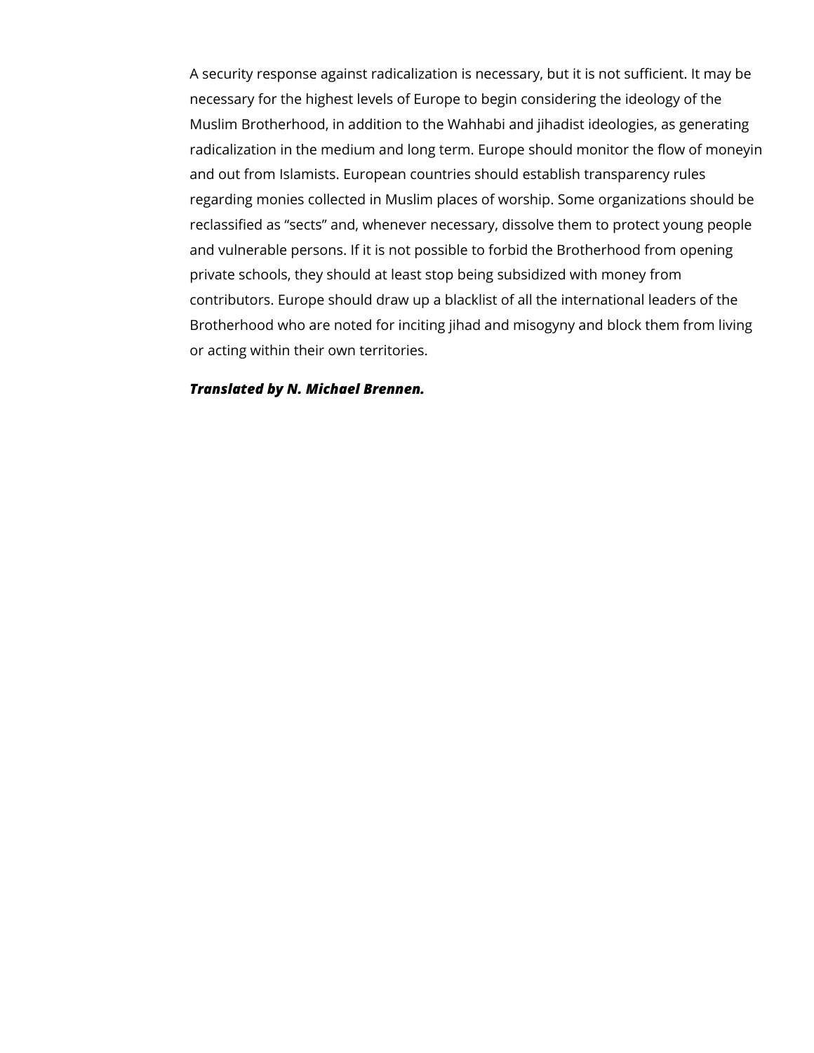A security response against radicalization is necessary, but it is not sufficient. It may be necessary for the highest levels of Europe to begin considering the ideology of the Muslim Brotherhood, in addition to the Wahhabi and jihadist ideologies, as generating radicalization in the medium and long term. Europe should monitor the flow of moneyin and out from Islamists. European countries should establish transparency rules regarding monies collected in Muslim places of worship. Some organizations should be reclassified as "sects" and, whenever necessary, dissolve them to protect young people and vulnerable persons. If it is not possible to forbid the Brotherhood from opening private schools, they should at least stop being subsidized with money from contributors. Europe should draw up a blacklist of all the international leaders of the Brotherhood who are noted for inciting jihad and misogyny and block them from living or acting within their own territories.

***Translated by N. Michael Brennen.***